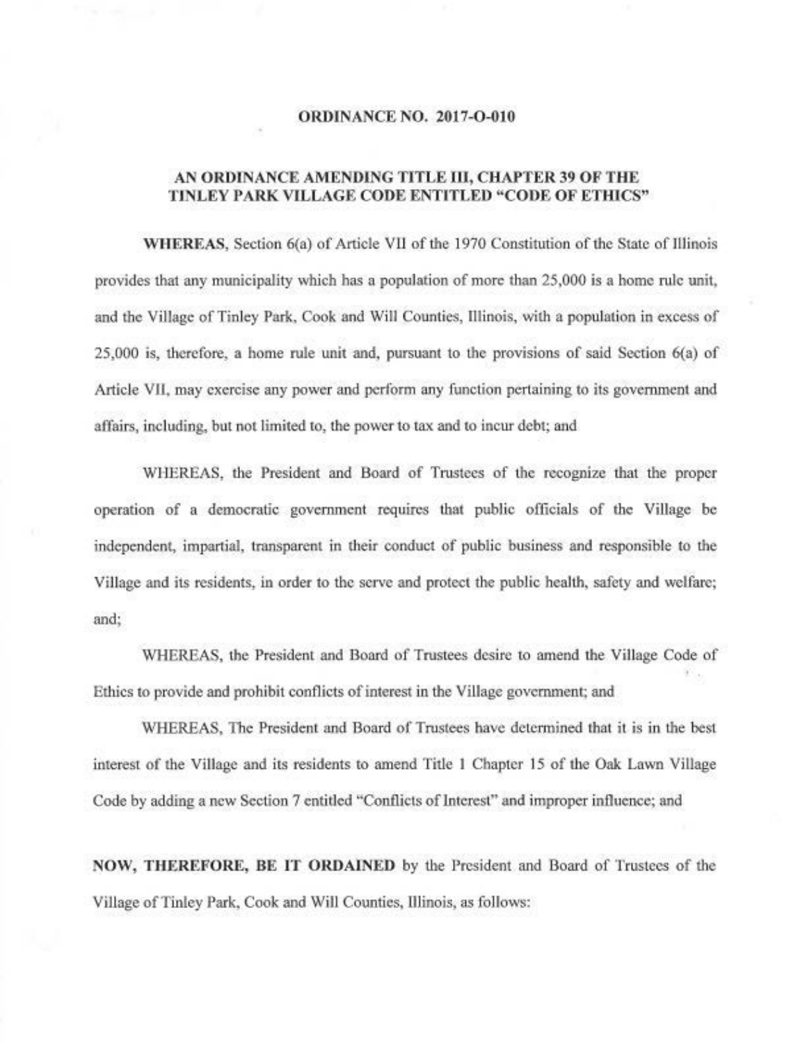**ORDINANCE NO. 2017-O-010**

**AN ORDINANCE AMENDING TITLE III, CHAPTER 39 OF THE TINLEY PARK VILLAGE CODE ENTITLED "CODE OF ETHICS"**

**WHEREAS**, Section 6(a) of Article VII of the 1970 Constitution of the State of Illinois provides that any municipality which has a population of more than 25,000 is a home rule unit, and the Village of Tinley Park, Cook and Will Counties, Illinois, with a population in excess of 25,000 is, therefore, a home rule unit and, pursuant to the provisions of said Section 6(a) of Article VII, may exercise any power and perform any function pertaining to its government and affairs, including, but not limited to, the power to tax and to incur debt; and

WHEREAS, the President and Board of Trustees of the recognize that the proper operation of a democratic government requires that public officials of the Village be independent, impartial, transparent in their conduct of public business and responsible to the Village and its residents, in order to the serve and protect the public health, safety and welfare; and;

WHEREAS, the President and Board of Trustees desire to amend the Village Code of Ethics to provide and prohibit conflicts of interest in the Village government; and

WHEREAS, The President and Board of Trustees have determined that it is in the best interest of the Village and its residents to amend Title 1 Chapter 15 of the Oak Lawn Village Code by adding a new Section 7 entitled "Conflicts of Interest" and improper influence; and

**NOW, THEREFORE, BE IT ORDAINED** by the President and Board of Trustees of the Village of Tinley Park, Cook and Will Counties, Illinois, as follows: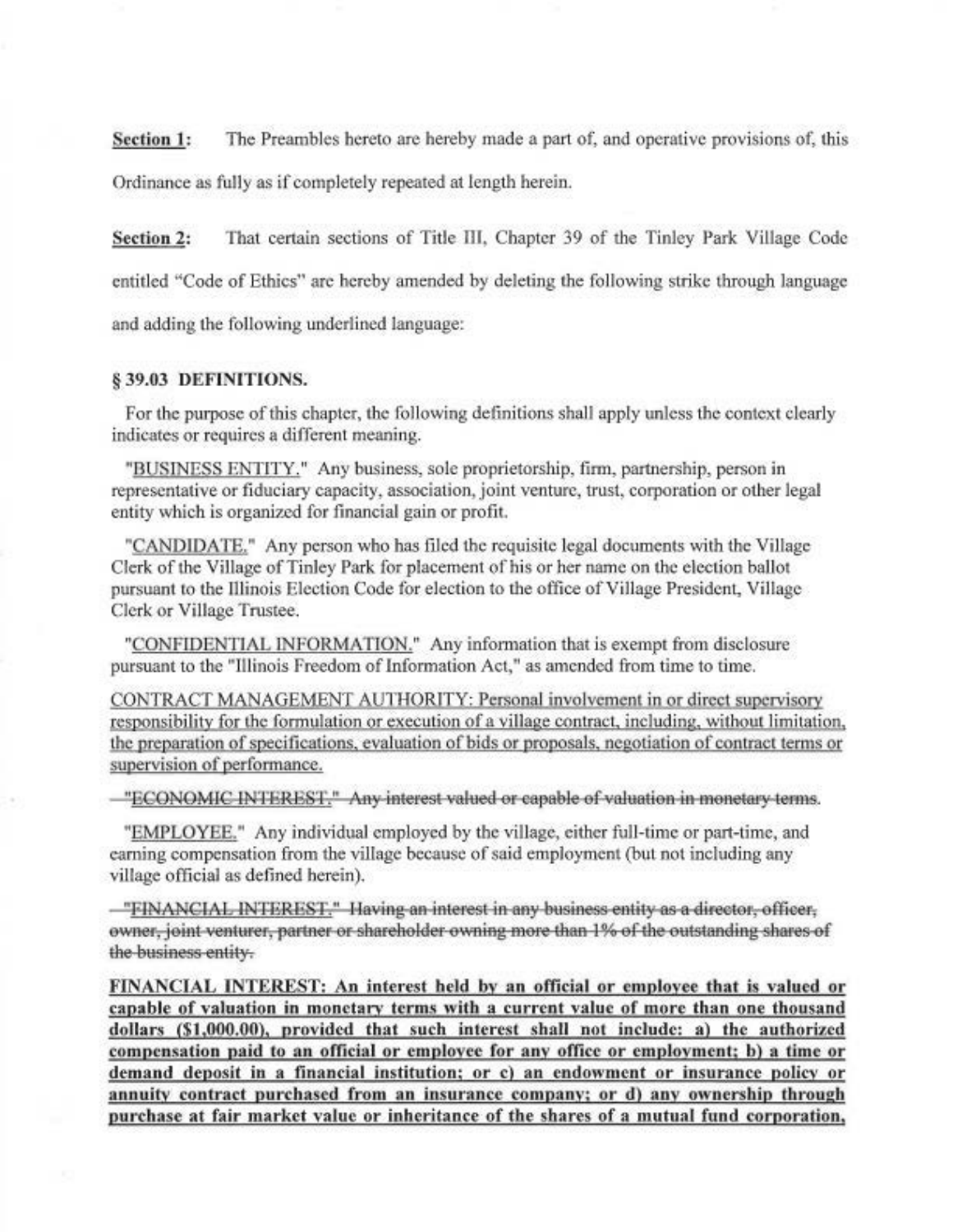**Section 1:** The Preambles hereto are hereby made a part of, and operative provisions of, this Ordinance as fully as if completely repeated at length herein.

**Section 2:** That certain sections of Title III, Chapter 39 of the Tinley Park Village Code entitled "Code of Ethics" are hereby amended by deleting the following strike through language and adding the following underlined language:

### § 39.03 DEFINITIONS.

For the purpose of this chapter, the following definitions shall apply unless the context clearly indicates or requires a different meaning.

"BUSINESS ENTITY." Any business, sole proprietorship, firm, partnership, person in representative or fiduciary capacity, association, joint venture, trust, corporation or other legal entity which is organized for financial gain or profit.

"CANDIDATE." Any person who has filed the requisite legal documents with the Village Clerk of the Village of Tinley Park for placement of his or her name on the election ballot pursuant to the Illinois Election Code for election to the office of Village President, Village Clerk or Village Trustee.

"CONFIDENTIAL INFORMATION." Any information that is exempt from disclosure pursuant to the "Illinois Freedom of Information Act," as amended from time to time.

<u>CONTRACT MANAGEMENT AUTHORITY: Personal involvement in or direct supervisory responsibility for the formulation or execution of a village contract, including, without limitation, the preparation of specifications, evaluation of bids or proposals, negotiation of contract terms or supervision of performance.</u>

~~"ECONOMIC INTEREST." Any interest valued or capable of valuation in monetary terms.~~

"EMPLOYEE." Any individual employed by the village, either full-time or part-time, and earning compensation from the village because of said employment (but not including any village official as defined herein).

~~"FINANCIAL INTEREST." Having an interest in any business entity as a director, officer, owner, joint venturer, partner or shareholder owning more than 1% of the outstanding shares of the business entity.~~

**<u>FINANCIAL INTEREST: An interest held by an official or employee that is valued or capable of valuation in monetary terms with a current value of more than one thousand dollars ($1,000.00), provided that such interest shall not include: a) the authorized compensation paid to an official or employee for any office or employment; b) a time or demand deposit in a financial institution; or c) an endowment or insurance policy or annuity contract purchased from an insurance company; or d) any ownership through purchase at fair market value or inheritance of the shares of a mutual fund corporation,</u>**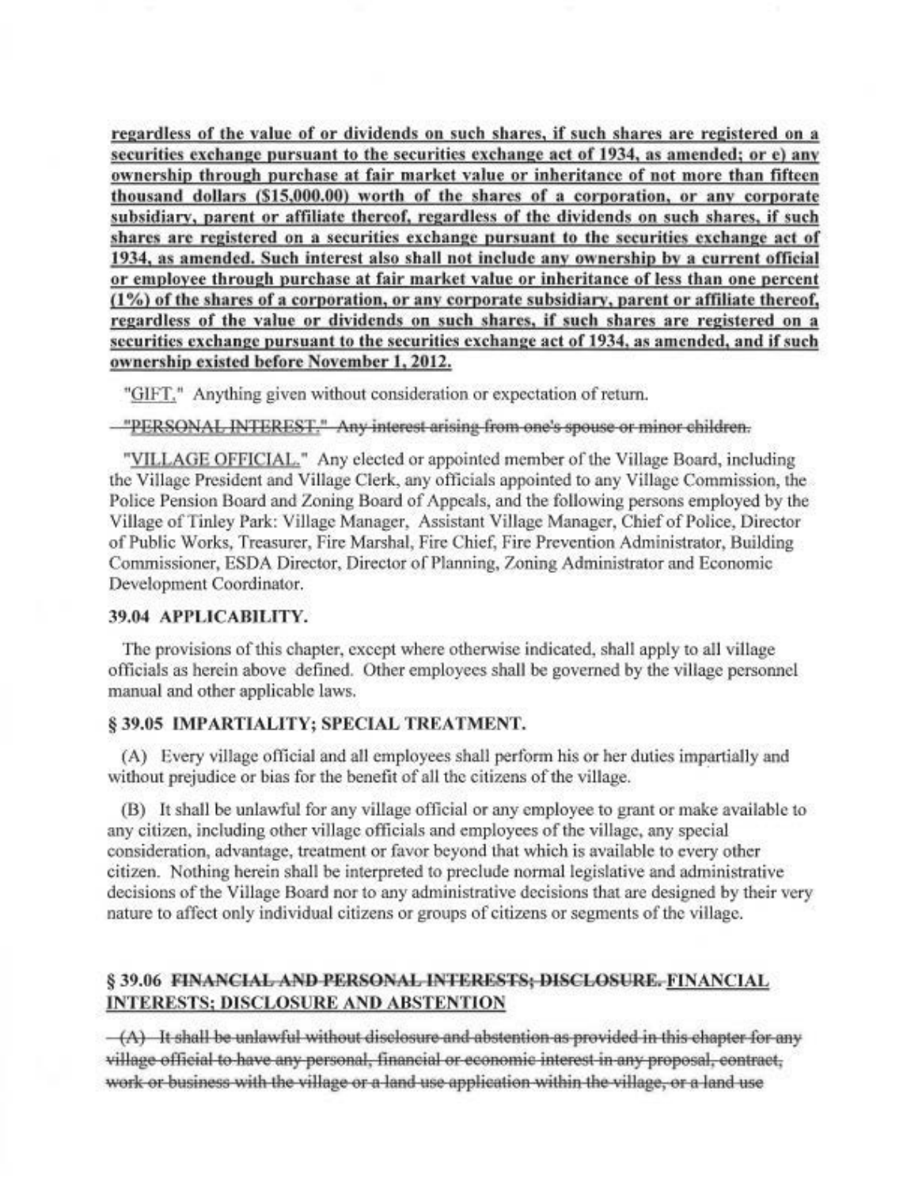**regardless of the value of or dividends on such shares, if such shares are registered on a securities exchange pursuant to the securities exchange act of 1934, as amended; or e) any ownership through purchase at fair market value or inheritance of not more than fifteen thousand dollars ($15,000.00) worth of the shares of a corporation, or any corporate subsidiary, parent or affiliate thereof, regardless of the dividends on such shares, if such shares are registered on a securities exchange pursuant to the securities exchange act of 1934, as amended. Such interest also shall not include any ownership by a current official or employee through purchase at fair market value or inheritance of less than one percent (1%) of the shares of a corporation, or any corporate subsidiary, parent or affiliate thereof, regardless of the value or dividends on such shares, if such shares are registered on a securities exchange pursuant to the securities exchange act of 1934, as amended, and if such ownership existed before November 1, 2012.**

"GIFT." Anything given without consideration or expectation of return.

~~"PERSONAL INTEREST." Any interest arising from one's spouse or minor children.~~

"VILLAGE OFFICIAL." Any elected or appointed member of the Village Board, including the Village President and Village Clerk, any officials appointed to any Village Commission, the Police Pension Board and Zoning Board of Appeals, and the following persons employed by the Village of Tinley Park: Village Manager, Assistant Village Manager, Chief of Police, Director of Public Works, Treasurer, Fire Marshal, Fire Chief, Fire Prevention Administrator, Building Commissioner, ESDA Director, Director of Planning, Zoning Administrator and Economic Development Coordinator.

### 39.04 APPLICABILITY.

The provisions of this chapter, except where otherwise indicated, shall apply to all village officials as herein above defined. Other employees shall be governed by the village personnel manual and other applicable laws.

### § 39.05 IMPARTIALITY; SPECIAL TREATMENT.

(A) Every village official and all employees shall perform his or her duties impartially and without prejudice or bias for the benefit of all the citizens of the village.

(B) It shall be unlawful for any village official or any employee to grant or make available to any citizen, including other village officials and employees of the village, any special consideration, advantage, treatment or favor beyond that which is available to every other citizen. Nothing herein shall be interpreted to preclude normal legislative and administrative decisions of the Village Board nor to any administrative decisions that are designed by their very nature to affect only individual citizens or groups of citizens or segments of the village.

### § 39.06 ~~FINANCIAL AND PERSONAL INTERESTS; DISCLOSURE.~~ FINANCIAL INTERESTS; DISCLOSURE AND ABSTENTION

~~(A) It shall be unlawful without disclosure and abstention as provided in this chapter for any village official to have any personal, financial or economic interest in any proposal, contract, work or business with the village or a land use application within the village, or a land use~~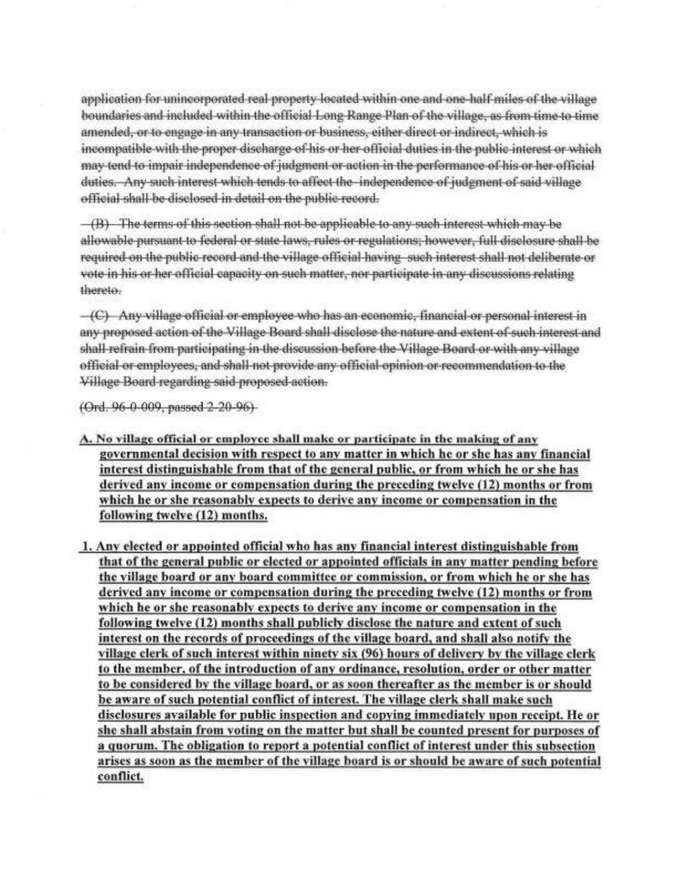~~application for unincorporated real property located within one and one-half miles of the village boundaries and included within the official Long Range Plan of the village, as from time to time amended, or to engage in any transaction or business, either direct or indirect, which is incompatible with the proper discharge of his or her official duties in the public interest or which may tend to impair independence of judgment or action in the performance of his or her official duties. Any such interest which tends to affect the independence of judgment of said village official shall be disclosed in detail on the public record.~~

~~(B) The terms of this section shall not be applicable to any such interest which may be allowable pursuant to federal or state laws, rules or regulations; however, full disclosure shall be required on the public record and the village official having such interest shall not deliberate or vote in his or her official capacity on such matter, nor participate in any discussions relating thereto.~~

~~(C) Any village official or employee who has an economic, financial or personal interest in any proposed action of the Village Board shall disclose the nature and extent of such interest and shall refrain from participating in the discussion before the Village Board or with any village official or employees, and shall not provide any official opinion or recommendation to the Village Board regarding said proposed action.~~

~~(Ord. 96-0-009, passed 2-20-96)~~

**<u>A. No village official or employee shall make or participate in the making of any governmental decision with respect to any matter in which he or she has any financial interest distinguishable from that of the general public, or from which he or she has derived any income or compensation during the preceding twelve (12) months or from which he or she reasonably expects to derive any income or compensation in the following twelve (12) months.</u>**

**<u>1. Any elected or appointed official who has any financial interest distinguishable from that of the general public or elected or appointed officials in any matter pending before the village board or any board committee or commission, or from which he or she has derived any income or compensation during the preceding twelve (12) months or from which he or she reasonably expects to derive any income or compensation in the following twelve (12) months shall publicly disclose the nature and extent of such interest on the records of proceedings of the village board, and shall also notify the village clerk of such interest within ninety six (96) hours of delivery by the village clerk to the member, of the introduction of any ordinance, resolution, order or other matter to be considered by the village board, or as soon thereafter as the member is or should be aware of such potential conflict of interest. The village clerk shall make such disclosures available for public inspection and copying immediately upon receipt. He or she shall abstain from voting on the matter but shall be counted present for purposes of a quorum. The obligation to report a potential conflict of interest under this subsection arises as soon as the member of the village board is or should be aware of such potential conflict.</u>**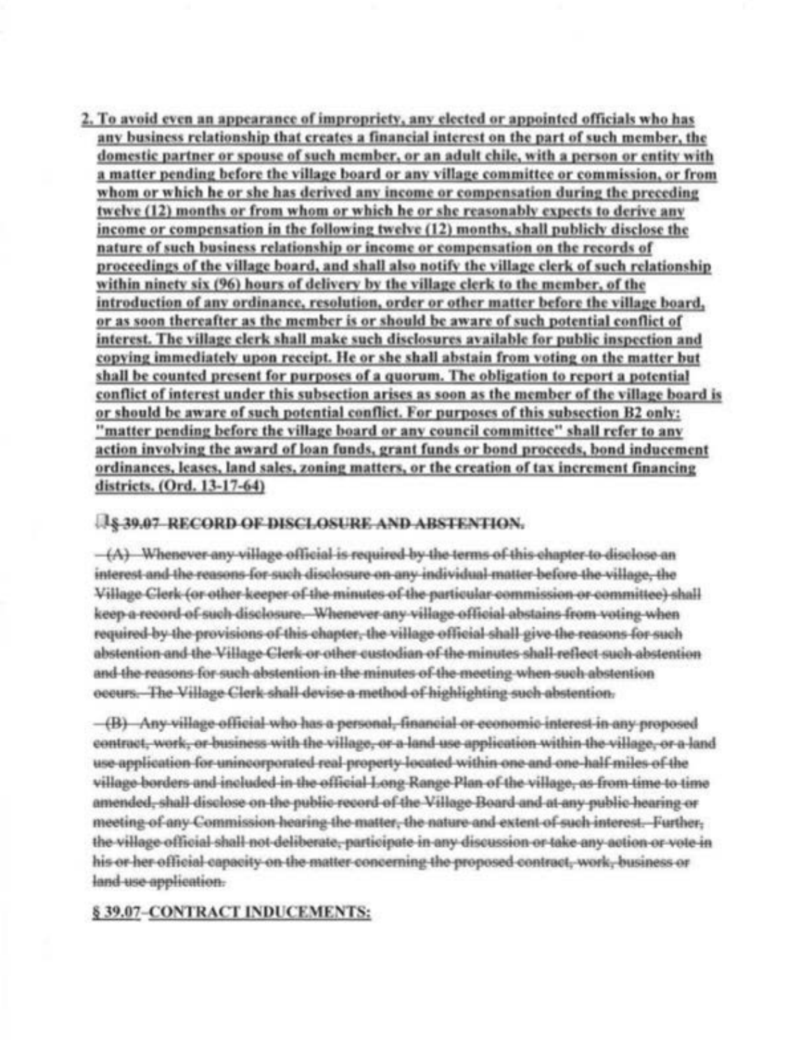**2. To avoid even an appearance of impropriety, any elected or appointed officials who has any business relationship that creates a financial interest on the part of such member, the domestic partner or spouse of such member, or an adult chile, with a person or entity with a matter pending before the village board or any village committee or commission, or from whom or which he or she has derived any income or compensation during the preceding twelve (12) months or from whom or which he or she reasonably expects to derive any income or compensation in the following twelve (12) months, shall publicly disclose the nature of such business relationship or income or compensation on the records of proceedings of the village board, and shall also notify the village clerk of such relationship within ninety six (96) hours of delivery by the village clerk to the member, of the introduction of any ordinance, resolution, order or other matter before the village board, or as soon thereafter as the member is or should be aware of such potential conflict of interest. The village clerk shall make such disclosures available for public inspection and copying immediately upon receipt. He or she shall abstain from voting on the matter but shall be counted present for purposes of a quorum. The obligation to report a potential conflict of interest under this subsection arises as soon as the member of the village board is or should be aware of such potential conflict. For purposes of this subsection B2 only: "matter pending before the village board or any council committee" shall refer to any action involving the award of loan funds, grant funds or bond proceeds, bond inducement ordinances, leases, land sales, zoning matters, or the creation of tax increment financing districts. (Ord. 13-17-64)**

~~**§ 39.07 RECORD OF DISCLOSURE AND ABSTENTION.**~~

~~(A) Whenever any village official is required by the terms of this chapter to disclose an interest and the reasons for such disclosure on any individual matter before the village, the Village Clerk (or other keeper of the minutes of the particular commission or committee) shall keep a record of such disclosure. Whenever any village official abstains from voting when required by the provisions of this chapter, the village official shall give the reasons for such abstention and the Village Clerk or other custodian of the minutes shall reflect such abstention and the reasons for such abstention in the minutes of the meeting when such abstention occurs. The Village Clerk shall devise a method of highlighting such abstention.~~

~~(B) Any village official who has a personal, financial or economic interest in any proposed contract, work, or business with the village, or a land use application within the village, or a land use application for unincorporated real property located within one and one-half miles of the village borders and included in the official Long Range Plan of the village, as from time to time amended, shall disclose on the public record of the Village Board and at any public hearing or meeting of any Commission hearing the matter, the nature and extent of such interest. Further, the village official shall not deliberate, participate in any discussion or take any action or vote in his or her official capacity on the matter concerning the proposed contract, work, business or land use application.~~

**§ 39.07 CONTRACT INDUCEMENTS:**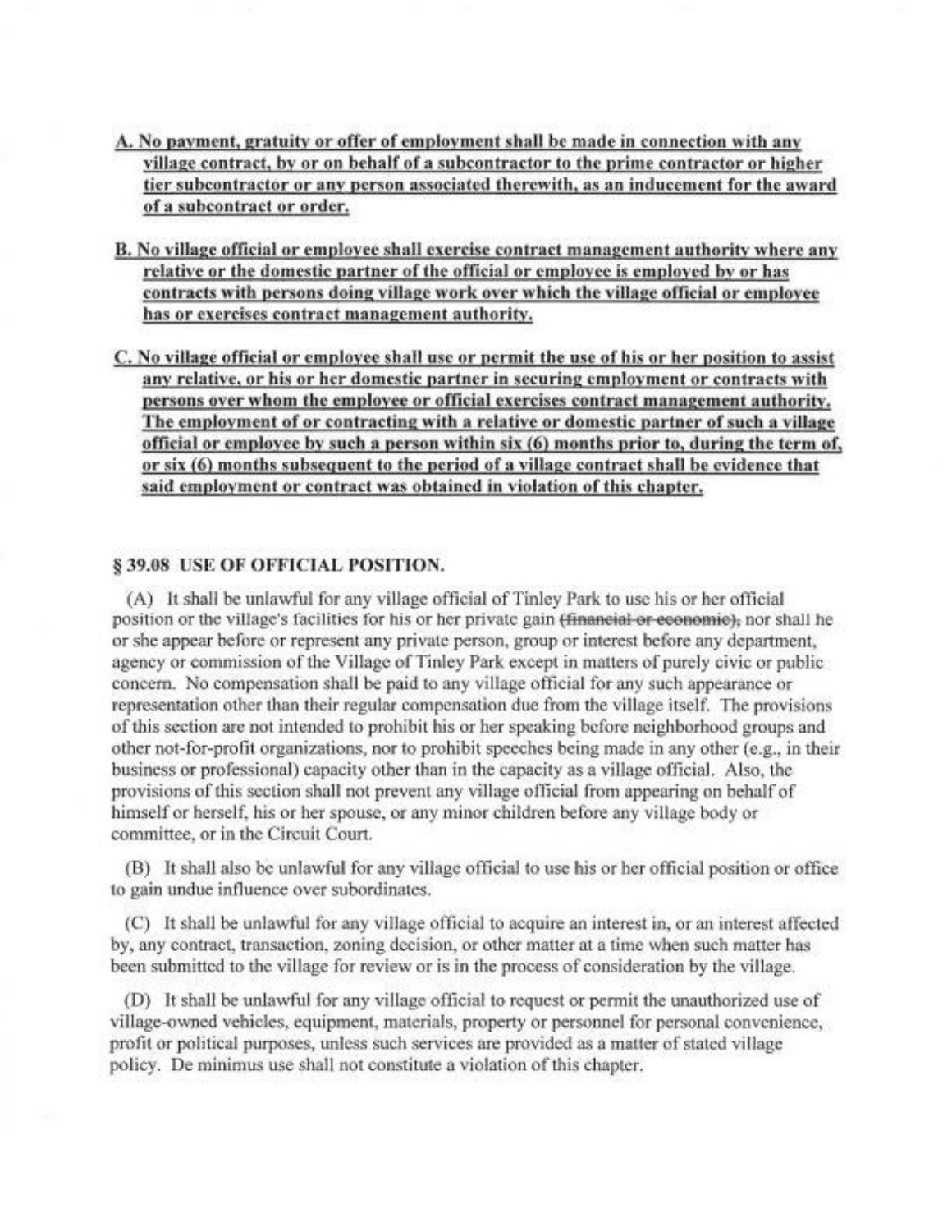<u>A. No payment, gratuity or offer of employment shall be made in connection with any village contract, by or on behalf of a subcontractor to the prime contractor or higher tier subcontractor or any person associated therewith, as an inducement for the award of a subcontract or order.</u>

<u>B. No village official or employee shall exercise contract management authority where any relative or the domestic partner of the official or employee is employed by or has contracts with persons doing village work over which the village official or employee has or exercises contract management authority.</u>

<u>C. No village official or employee shall use or permit the use of his or her position to assist any relative, or his or her domestic partner in securing employment or contracts with persons over whom the employee or official exercises contract management authority. The employment of or contracting with a relative or domestic partner of such a village official or employee by such a person within six (6) months prior to, during the term of, or six (6) months subsequent to the period of a village contract shall be evidence that said employment or contract was obtained in violation of this chapter.</u>

### § 39.08 USE OF OFFICIAL POSITION.

(A) It shall be unlawful for any village official of Tinley Park to use his or her official position or the village's facilities for his or her private gain ~~(financial or economic)~~, nor shall he or she appear before or represent any private person, group or interest before any department, agency or commission of the Village of Tinley Park except in matters of purely civic or public concern. No compensation shall be paid to any village official for any such appearance or representation other than their regular compensation due from the village itself. The provisions of this section are not intended to prohibit his or her speaking before neighborhood groups and other not-for-profit organizations, nor to prohibit speeches being made in any other (e.g., in their business or professional) capacity other than in the capacity as a village official. Also, the provisions of this section shall not prevent any village official from appearing on behalf of himself or herself, his or her spouse, or any minor children before any village body or committee, or in the Circuit Court.

(B) It shall also be unlawful for any village official to use his or her official position or office to gain undue influence over subordinates.

(C) It shall be unlawful for any village official to acquire an interest in, or an interest affected by, any contract, transaction, zoning decision, or other matter at a time when such matter has been submitted to the village for review or is in the process of consideration by the village.

(D) It shall be unlawful for any village official to request or permit the unauthorized use of village-owned vehicles, equipment, materials, property or personnel for personal convenience, profit or political purposes, unless such services are provided as a matter of stated village policy. De minimus use shall not constitute a violation of this chapter.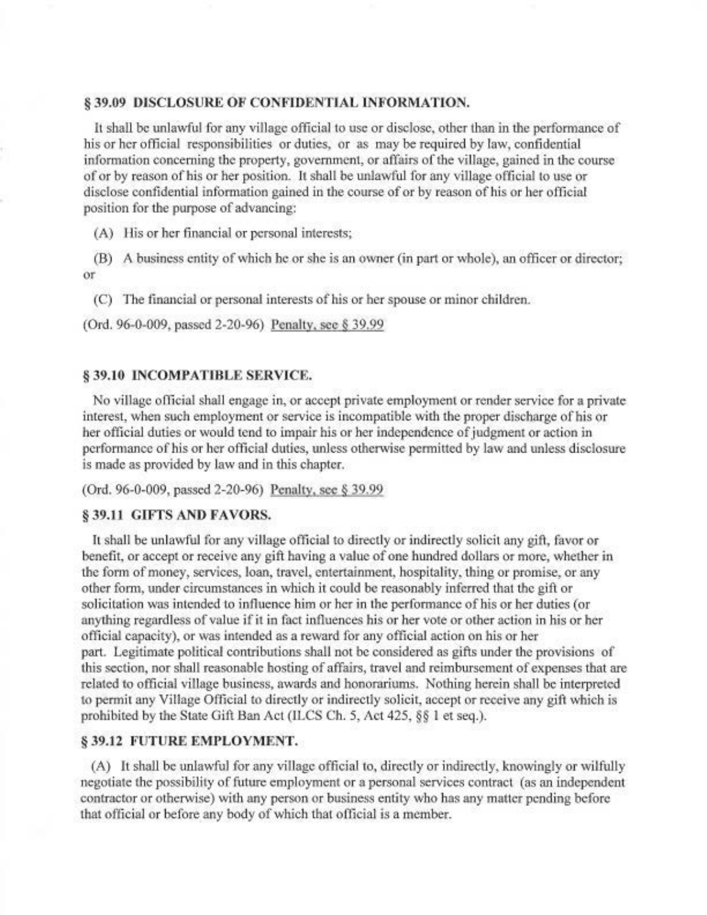### § 39.09 DISCLOSURE OF CONFIDENTIAL INFORMATION.

It shall be unlawful for any village official to use or disclose, other than in the performance of his or her official responsibilities or duties, or as may be required by law, confidential information concerning the property, government, or affairs of the village, gained in the course of or by reason of his or her position. It shall be unlawful for any village official to use or disclose confidential information gained in the course of or by reason of his or her official position for the purpose of advancing:

(A) His or her financial or personal interests;

(B) A business entity of which he or she is an owner (in part or whole), an officer or director; or

(C) The financial or personal interests of his or her spouse or minor children.

(Ord. 96-0-009, passed 2-20-96) Penalty, see § 39.99

### § 39.10 INCOMPATIBLE SERVICE.

No village official shall engage in, or accept private employment or render service for a private interest, when such employment or service is incompatible with the proper discharge of his or her official duties or would tend to impair his or her independence of judgment or action in performance of his or her official duties, unless otherwise permitted by law and unless disclosure is made as provided by law and in this chapter.

(Ord. 96-0-009, passed 2-20-96) Penalty, see § 39.99

### § 39.11 GIFTS AND FAVORS.

It shall be unlawful for any village official to directly or indirectly solicit any gift, favor or benefit, or accept or receive any gift having a value of one hundred dollars or more, whether in the form of money, services, loan, travel, entertainment, hospitality, thing or promise, or any other form, under circumstances in which it could be reasonably inferred that the gift or solicitation was intended to influence him or her in the performance of his or her duties (or anything regardless of value if it in fact influences his or her vote or other action in his or her official capacity), or was intended as a reward for any official action on his or her part. Legitimate political contributions shall not be considered as gifts under the provisions of this section, nor shall reasonable hosting of affairs, travel and reimbursement of expenses that are related to official village business, awards and honorariums. Nothing herein shall be interpreted to permit any Village Official to directly or indirectly solicit, accept or receive any gift which is prohibited by the State Gift Ban Act (ILCS Ch. 5, Act 425, §§ 1 et seq.).

### § 39.12 FUTURE EMPLOYMENT.

(A) It shall be unlawful for any village official to, directly or indirectly, knowingly or wilfully negotiate the possibility of future employment or a personal services contract (as an independent contractor or otherwise) with any person or business entity who has any matter pending before that official or before any body of which that official is a member.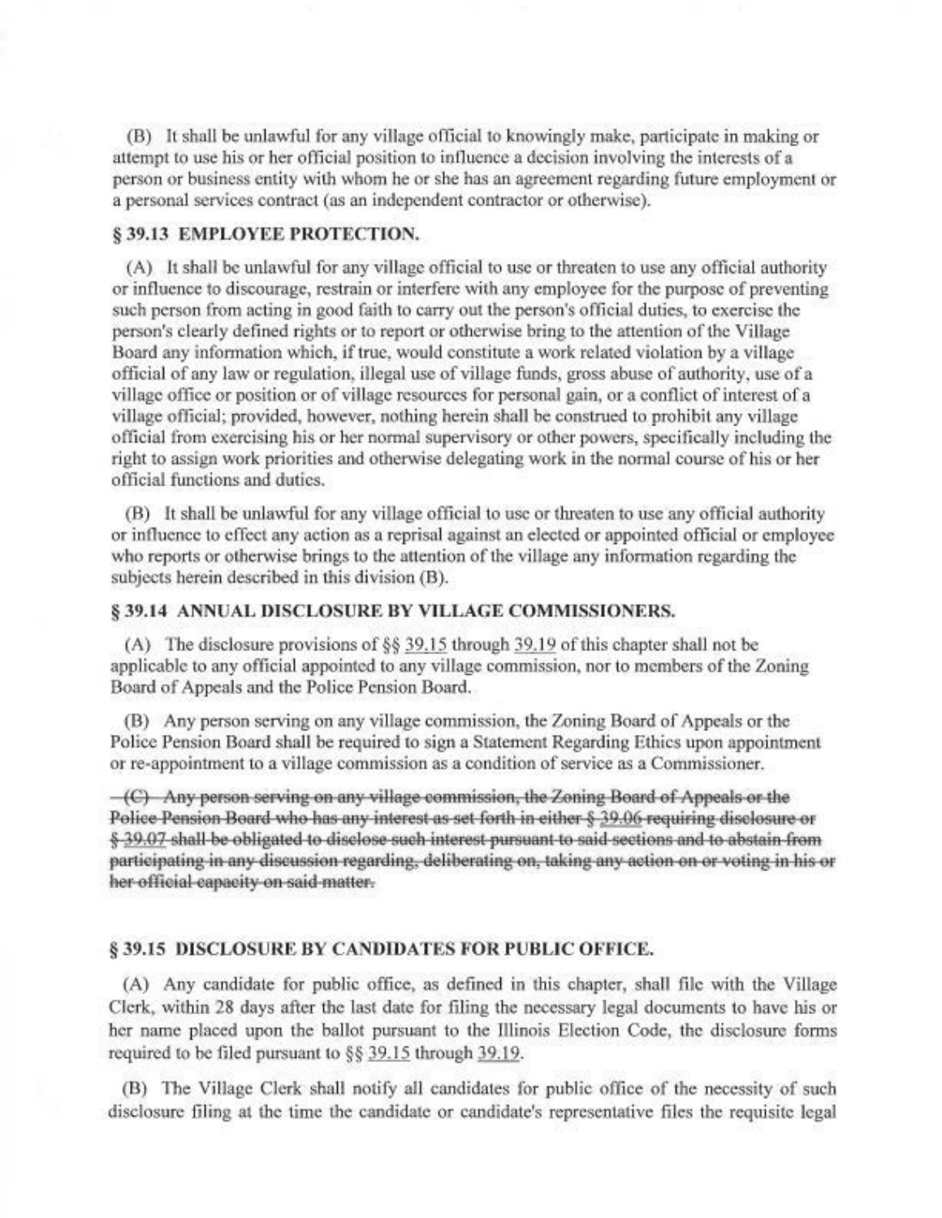(B) It shall be unlawful for any village official to knowingly make, participate in making or attempt to use his or her official position to influence a decision involving the interests of a person or business entity with whom he or she has an agreement regarding future employment or a personal services contract (as an independent contractor or otherwise).

### § 39.13 EMPLOYEE PROTECTION.

(A) It shall be unlawful for any village official to use or threaten to use any official authority or influence to discourage, restrain or interfere with any employee for the purpose of preventing such person from acting in good faith to carry out the person's official duties, to exercise the person's clearly defined rights or to report or otherwise bring to the attention of the Village Board any information which, if true, would constitute a work related violation by a village official of any law or regulation, illegal use of village funds, gross abuse of authority, use of a village office or position or of village resources for personal gain, or a conflict of interest of a village official; provided, however, nothing herein shall be construed to prohibit any village official from exercising his or her normal supervisory or other powers, specifically including the right to assign work priorities and otherwise delegating work in the normal course of his or her official functions and duties.

(B) It shall be unlawful for any village official to use or threaten to use any official authority or influence to effect any action as a reprisal against an elected or appointed official or employee who reports or otherwise brings to the attention of the village any information regarding the subjects herein described in this division (B).

### § 39.14 ANNUAL DISCLOSURE BY VILLAGE COMMISSIONERS.

(A) The disclosure provisions of §§ 39.15 through 39.19 of this chapter shall not be applicable to any official appointed to any village commission, nor to members of the Zoning Board of Appeals and the Police Pension Board.

(B) Any person serving on any village commission, the Zoning Board of Appeals or the Police Pension Board shall be required to sign a Statement Regarding Ethics upon appointment or re-appointment to a village commission as a condition of service as a Commissioner.

~~(C) Any person serving on any village commission, the Zoning Board of Appeals or the Police Pension Board who has any interest as set forth in either § 39.06 requiring disclosure or § 39.07 shall be obligated to disclose such interest pursuant to said sections and to abstain from participating in any discussion regarding, deliberating on, taking any action on or voting in his or her official capacity on said matter.~~

### § 39.15 DISCLOSURE BY CANDIDATES FOR PUBLIC OFFICE.

(A) Any candidate for public office, as defined in this chapter, shall file with the Village Clerk, within 28 days after the last date for filing the necessary legal documents to have his or her name placed upon the ballot pursuant to the Illinois Election Code, the disclosure forms required to be filed pursuant to §§ 39.15 through 39.19.

(B) The Village Clerk shall notify all candidates for public office of the necessity of such disclosure filing at the time the candidate or candidate's representative files the requisite legal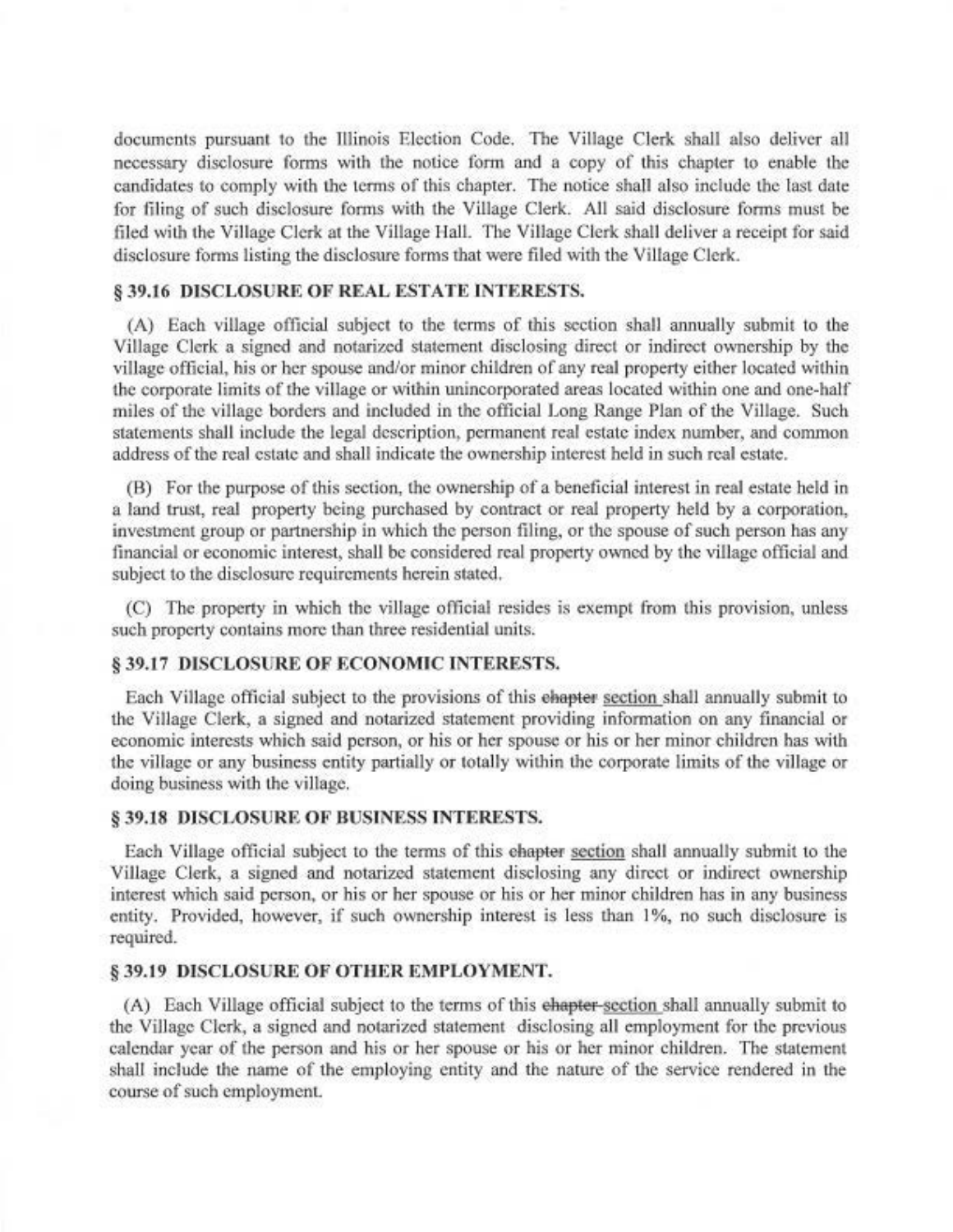documents pursuant to the Illinois Election Code. The Village Clerk shall also deliver all necessary disclosure forms with the notice form and a copy of this chapter to enable the candidates to comply with the terms of this chapter. The notice shall also include the last date for filing of such disclosure forms with the Village Clerk. All said disclosure forms must be filed with the Village Clerk at the Village Hall. The Village Clerk shall deliver a receipt for said disclosure forms listing the disclosure forms that were filed with the Village Clerk.

### § 39.16 DISCLOSURE OF REAL ESTATE INTERESTS.

(A) Each village official subject to the terms of this section shall annually submit to the Village Clerk a signed and notarized statement disclosing direct or indirect ownership by the village official, his or her spouse and/or minor children of any real property either located within the corporate limits of the village or within unincorporated areas located within one and one-half miles of the village borders and included in the official Long Range Plan of the Village. Such statements shall include the legal description, permanent real estate index number, and common address of the real estate and shall indicate the ownership interest held in such real estate.

(B) For the purpose of this section, the ownership of a beneficial interest in real estate held in a land trust, real property being purchased by contract or real property held by a corporation, investment group or partnership in which the person filing, or the spouse of such person has any financial or economic interest, shall be considered real property owned by the village official and subject to the disclosure requirements herein stated.

(C) The property in which the village official resides is exempt from this provision, unless such property contains more than three residential units.

### § 39.17 DISCLOSURE OF ECONOMIC INTERESTS.

Each Village official subject to the provisions of this ~~chapter~~ section shall annually submit to the Village Clerk, a signed and notarized statement providing information on any financial or economic interests which said person, or his or her spouse or his or her minor children has with the village or any business entity partially or totally within the corporate limits of the village or doing business with the village.

### § 39.18 DISCLOSURE OF BUSINESS INTERESTS.

Each Village official subject to the terms of this ~~chapter~~ section shall annually submit to the Village Clerk, a signed and notarized statement disclosing any direct or indirect ownership interest which said person, or his or her spouse or his or her minor children has in any business entity. Provided, however, if such ownership interest is less than 1%, no such disclosure is required.

### § 39.19 DISCLOSURE OF OTHER EMPLOYMENT.

(A) Each Village official subject to the terms of this ~~chapter~~ section shall annually submit to the Village Clerk, a signed and notarized statement disclosing all employment for the previous calendar year of the person and his or her spouse or his or her minor children. The statement shall include the name of the employing entity and the nature of the service rendered in the course of such employment.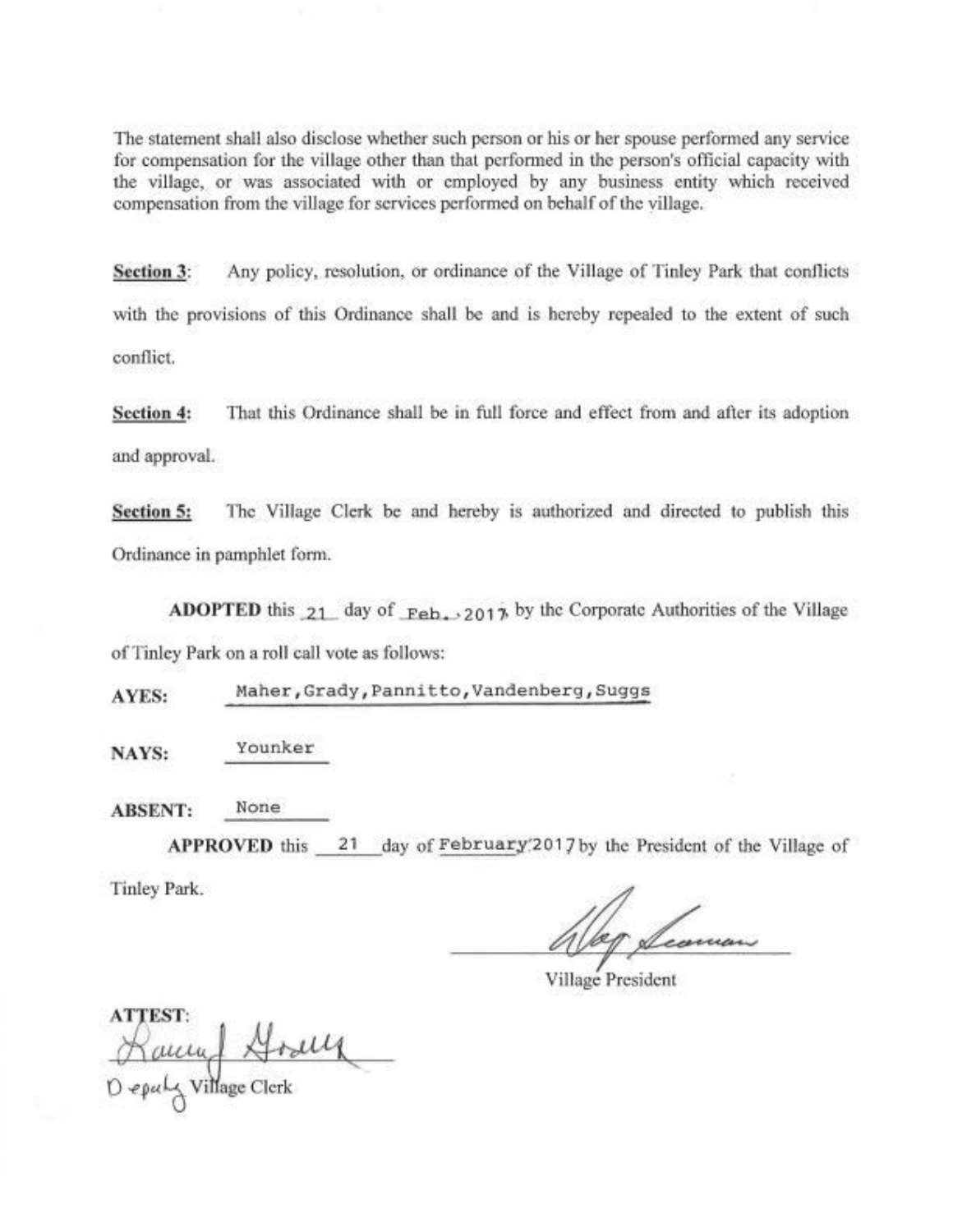The statement shall also disclose whether such person or his or her spouse performed any service for compensation for the village other than that performed in the person's official capacity with the village, or was associated with or employed by any business entity which received compensation from the village for services performed on behalf of the village.

**Section 3**: Any policy, resolution, or ordinance of the Village of Tinley Park that conflicts with the provisions of this Ordinance shall be and is hereby repealed to the extent of such conflict.

**Section 4**: That this Ordinance shall be in full force and effect from and after its adoption and approval.

**Section 5:** The Village Clerk be and hereby is authorized and directed to publish this Ordinance in pamphlet form.

**ADOPTED** this 21 day of Feb., 2017 by the Corporate Authorities of the Village of Tinley Park on a roll call vote as follows:

**AYES:** Maher, Grady, Pannitto, Vandenberg, Suggs

**NAYS:** Younker

**ABSENT:** None

**APPROVED** this 21 day of February 2017 by the President of the Village of Tinley Park.

Village President

**ATTEST**:

Deputy Village Clerk